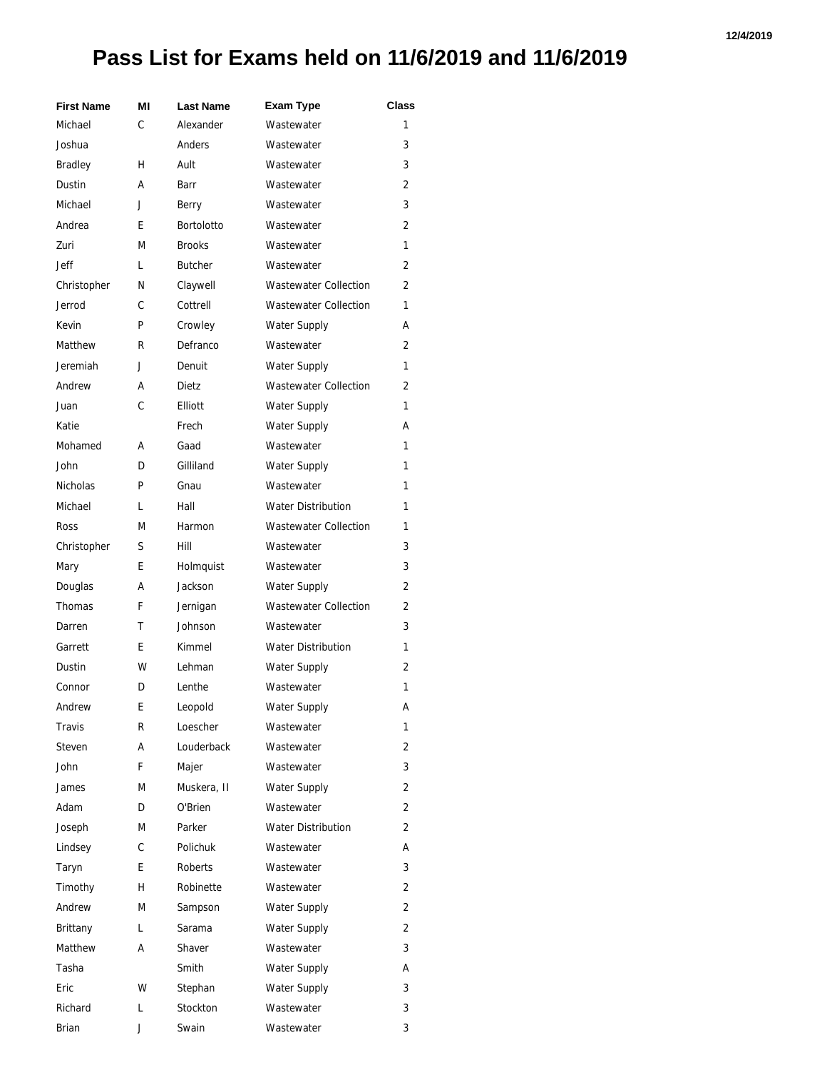# Pass List for Exams held on 11/6/2019 and 11/6/2019

| First Name | MI | Last Name | Exam Type | Class |
|---|---|---|---|---|
| Michael | C | Alexander | Wastewater | 1 |
| Joshua | | Anders | Wastewater | 3 |
| Bradley | H | Ault | Wastewater | 3 |
| Dustin | A | Barr | Wastewater | 2 |
| Michael | J | Berry | Wastewater | 3 |
| Andrea | E | Bortolotto | Wastewater | 2 |
| Zuri | M | Brooks | Wastewater | 1 |
| Jeff | L | Butcher | Wastewater | 2 |
| Christopher | N | Claywell | Wastewater Collection | 2 |
| Jerrod | C | Cottrell | Wastewater Collection | 1 |
| Kevin | P | Crowley | Water Supply | A |
| Matthew | R | Defranco | Wastewater | 2 |
| Jeremiah | J | Denuit | Water Supply | 1 |
| Andrew | A | Dietz | Wastewater Collection | 2 |
| Juan | C | Elliott | Water Supply | 1 |
| Katie | | Frech | Water Supply | A |
| Mohamed | A | Gaad | Wastewater | 1 |
| John | D | Gilliland | Water Supply | 1 |
| Nicholas | P | Gnau | Wastewater | 1 |
| Michael | L | Hall | Water Distribution | 1 |
| Ross | M | Harmon | Wastewater Collection | 1 |
| Christopher | S | Hill | Wastewater | 3 |
| Mary | E | Holmquist | Wastewater | 3 |
| Douglas | A | Jackson | Water Supply | 2 |
| Thomas | F | Jernigan | Wastewater Collection | 2 |
| Darren | T | Johnson | Wastewater | 3 |
| Garrett | E | Kimmel | Water Distribution | 1 |
| Dustin | W | Lehman | Water Supply | 2 |
| Connor | D | Lenthe | Wastewater | 1 |
| Andrew | E | Leopold | Water Supply | A |
| Travis | R | Loescher | Wastewater | 1 |
| Steven | A | Louderback | Wastewater | 2 |
| John | F | Majer | Wastewater | 3 |
| James | M | Muskera, II | Water Supply | 2 |
| Adam | D | O'Brien | Wastewater | 2 |
| Joseph | M | Parker | Water Distribution | 2 |
| Lindsey | C | Polichuk | Wastewater | A |
| Taryn | E | Roberts | Wastewater | 3 |
| Timothy | H | Robinette | Wastewater | 2 |
| Andrew | M | Sampson | Water Supply | 2 |
| Brittany | L | Sarama | Water Supply | 2 |
| Matthew | A | Shaver | Wastewater | 3 |
| Tasha | | Smith | Water Supply | A |
| Eric | W | Stephan | Water Supply | 3 |
| Richard | L | Stockton | Wastewater | 3 |
| Brian | J | Swain | Wastewater | 3 |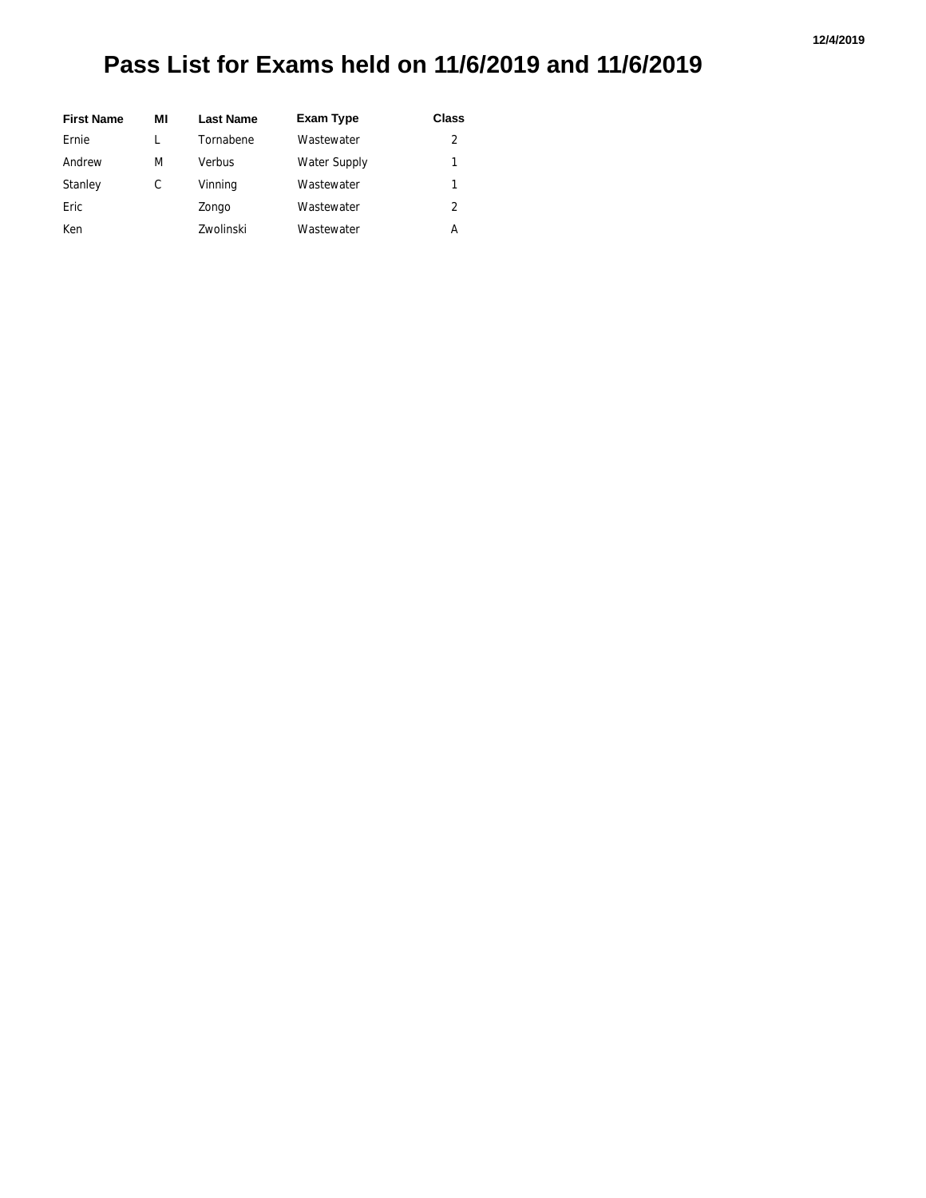# Pass List for Exams held on 11/6/2019 and 11/6/2019

| First Name | MI | Last Name | Exam Type | Class |
|---|---|---|---|---|
| Ernie | L | Tornabene | Wastewater | 2 |
| Andrew | M | Verbus | Water Supply | 1 |
| Stanley | C | Vinning | Wastewater | 1 |
| Eric | | Zongo | Wastewater | 2 |
| Ken | | Zwolinski | Wastewater | A |